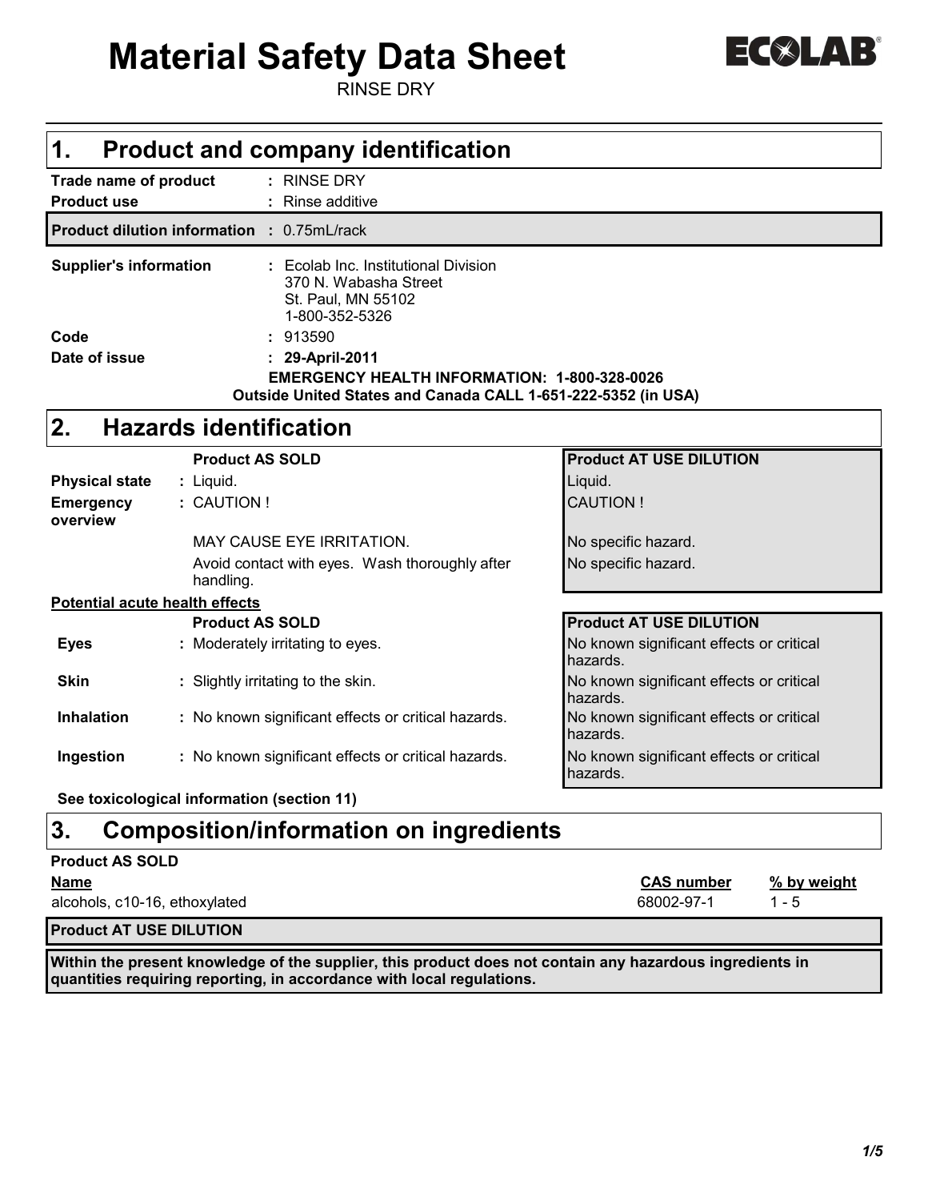# Material Safety Data Sheet

RINSE DRY

ECOLAB®

## 1. Product and company identification

**Trade name of product** : RINSE DRY

**Product use** : Rinse additive

**Product dilution information** : 0.75mL/rack

**Supplier's information** : Ecolab Inc. Institutional Division
370 N. Wabasha Street
St. Paul, MN 55102
1-800-352-5326

**Code** : 913590

**Date of issue** : **29-April-2011**

**EMERGENCY HEALTH INFORMATION: 1-800-328-0026**
**Outside United States and Canada CALL 1-651-222-5352 (in USA)**

## 2. Hazards identification

| | Product AS SOLD | Product AT USE DILUTION |
|---|---|---|
| **Physical state** | Liquid. | Liquid. |
| **Emergency overview** | CAUTION ! | CAUTION ! |
| | MAY CAUSE EYE IRRITATION. | No specific hazard. |
| | Avoid contact with eyes. Wash thoroughly after handling. | No specific hazard. |

**Potential acute health effects**

| | Product AS SOLD | Product AT USE DILUTION |
|---|---|---|
| **Eyes** | Moderately irritating to eyes. | No known significant effects or critical hazards. |
| **Skin** | Slightly irritating to the skin. | No known significant effects or critical hazards. |
| **Inhalation** | No known significant effects or critical hazards. | No known significant effects or critical hazards. |
| **Ingestion** | No known significant effects or critical hazards. | No known significant effects or critical hazards. |

**See toxicological information (section 11)**

## 3. Composition/information on ingredients

**Product AS SOLD**

| Name | CAS number | % by weight |
|---|---|---|
| alcohols, c10-16, ethoxylated | 68002-97-1 | 1 - 5 |

**Product AT USE DILUTION**

**Within the present knowledge of the supplier, this product does not contain any hazardous ingredients in quantities requiring reporting, in accordance with local regulations.**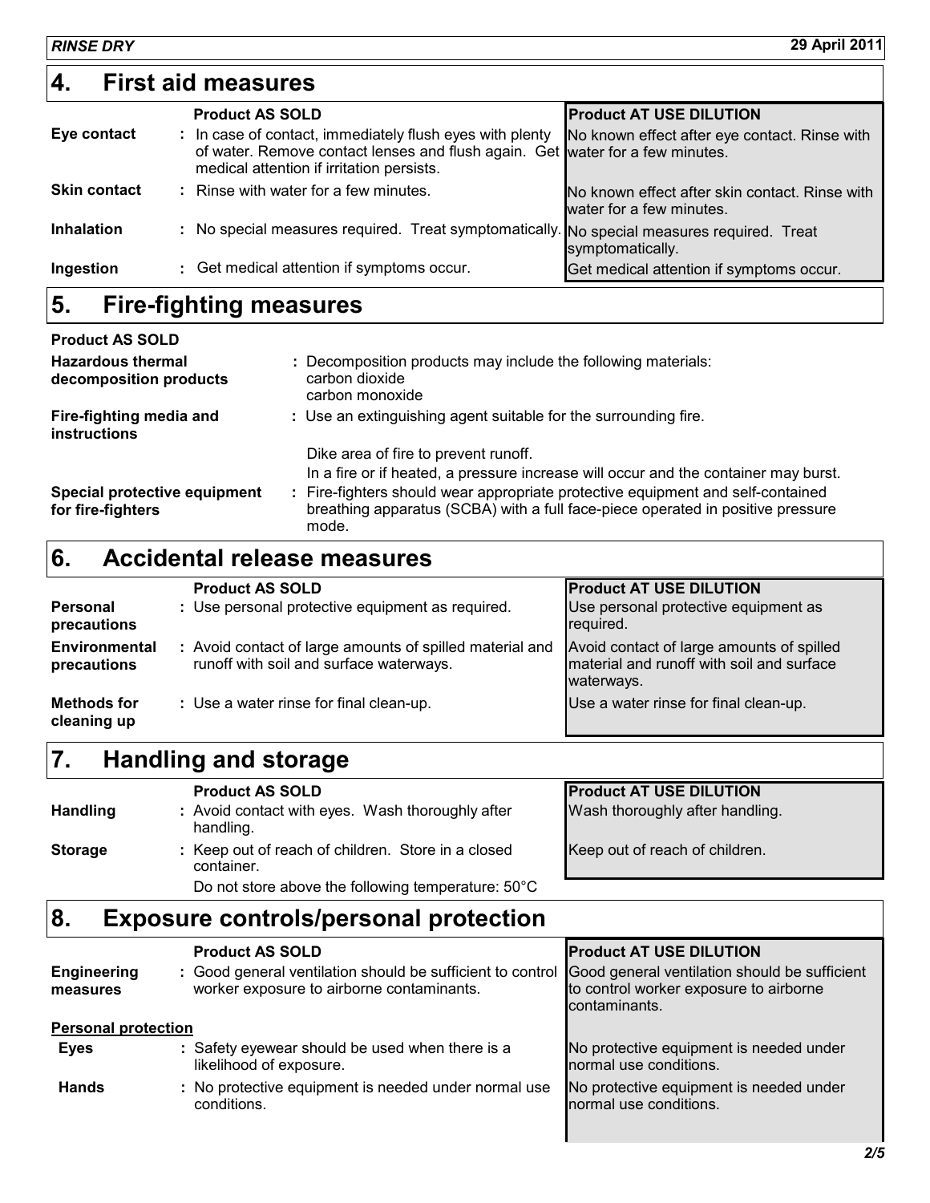## 4. First aid measures

| | Product AS SOLD | Product AT USE DILUTION |
|---|---|---|
| **Eye contact** | In case of contact, immediately flush eyes with plenty of water. Remove contact lenses and flush again. Get medical attention if irritation persists. | No known effect after eye contact. Rinse with water for a few minutes. |
| **Skin contact** | Rinse with water for a few minutes. | No known effect after skin contact. Rinse with water for a few minutes. |
| **Inhalation** | No special measures required. Treat symptomatically. | No special measures required. Treat symptomatically. |
| **Ingestion** | Get medical attention if symptoms occur. | Get medical attention if symptoms occur. |

## 5. Fire-fighting measures

**Product AS SOLD**

**Hazardous thermal decomposition products** : Decomposition products may include the following materials:
carbon dioxide
carbon monoxide

**Fire-fighting media and instructions** : Use an extinguishing agent suitable for the surrounding fire.

Dike area of fire to prevent runoff.

In a fire or if heated, a pressure increase will occur and the container may burst.

**Special protective equipment for fire-fighters** : Fire-fighters should wear appropriate protective equipment and self-contained breathing apparatus (SCBA) with a full face-piece operated in positive pressure mode.

## 6. Accidental release measures

| | Product AS SOLD | Product AT USE DILUTION |
|---|---|---|
| **Personal precautions** | Use personal protective equipment as required. | Use personal protective equipment as required. |
| **Environmental precautions** | Avoid contact of large amounts of spilled material and runoff with soil and surface waterways. | Avoid contact of large amounts of spilled material and runoff with soil and surface waterways. |
| **Methods for cleaning up** | Use a water rinse for final clean-up. | Use a water rinse for final clean-up. |

## 7. Handling and storage

| | Product AS SOLD | Product AT USE DILUTION |
|---|---|---|
| **Handling** | Avoid contact with eyes. Wash thoroughly after handling. | Wash thoroughly after handling. |
| **Storage** | Keep out of reach of children. Store in a closed container. | Keep out of reach of children. |
| | Do not store above the following temperature: 50°C | |

## 8. Exposure controls/personal protection

| | Product AS SOLD | Product AT USE DILUTION |
|---|---|---|
| **Engineering measures** | Good general ventilation should be sufficient to control worker exposure to airborne contaminants. | Good general ventilation should be sufficient to control worker exposure to airborne contaminants. |
| **Personal protection** | | |
| **Eyes** | Safety eyewear should be used when there is a likelihood of exposure. | No protective equipment is needed under normal use conditions. |
| **Hands** | No protective equipment is needed under normal use conditions. | No protective equipment is needed under normal use conditions. |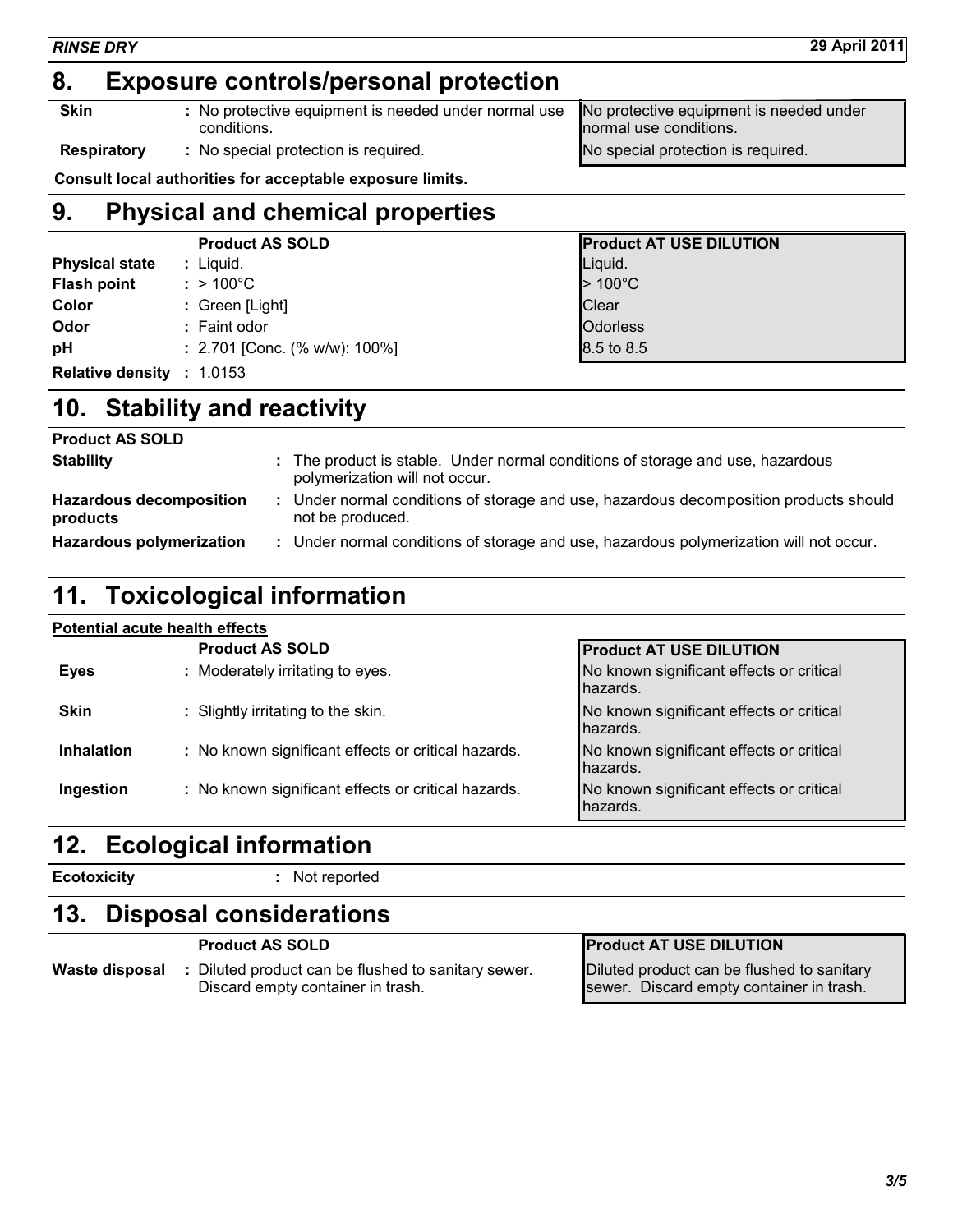## 8. Exposure controls/personal protection

| | | |
|---|---|---|
| **Skin** | : No protective equipment is needed under normal use conditions. | No protective equipment is needed under normal use conditions. |
| **Respiratory** | : No special protection is required. | No special protection is required. |

**Consult local authorities for acceptable exposure limits.**

## 9. Physical and chemical properties

| | Product AS SOLD | Product AT USE DILUTION |
|---|---|---|
| **Physical state** | : Liquid. | Liquid. |
| **Flash point** | : > 100°C | > 100°C |
| **Color** | : Green [Light] | Clear |
| **Odor** | : Faint odor | Odorless |
| **pH** | : 2.701 [Conc. (% w/w): 100%] | 8.5 to 8.5 |
| **Relative density** | : 1.0153 | |

## 10. Stability and reactivity

**Product AS SOLD**

| | |
|---|---|
| **Stability** | : The product is stable. Under normal conditions of storage and use, hazardous polymerization will not occur. |
| **Hazardous decomposition products** | : Under normal conditions of storage and use, hazardous decomposition products should not be produced. |
| **Hazardous polymerization** | : Under normal conditions of storage and use, hazardous polymerization will not occur. |

## 11. Toxicological information

**Potential acute health effects**

| | Product AS SOLD | Product AT USE DILUTION |
|---|---|---|
| **Eyes** | : Moderately irritating to eyes. | No known significant effects or critical hazards. |
| **Skin** | : Slightly irritating to the skin. | No known significant effects or critical hazards. |
| **Inhalation** | : No known significant effects or critical hazards. | No known significant effects or critical hazards. |
| **Ingestion** | : No known significant effects or critical hazards. | No known significant effects or critical hazards. |

## 12. Ecological information

**Ecotoxicity** : Not reported

## 13. Disposal considerations

| | Product AS SOLD | Product AT USE DILUTION |
|---|---|---|
| **Waste disposal** | : Diluted product can be flushed to sanitary sewer. Discard empty container in trash. | Diluted product can be flushed to sanitary sewer. Discard empty container in trash. |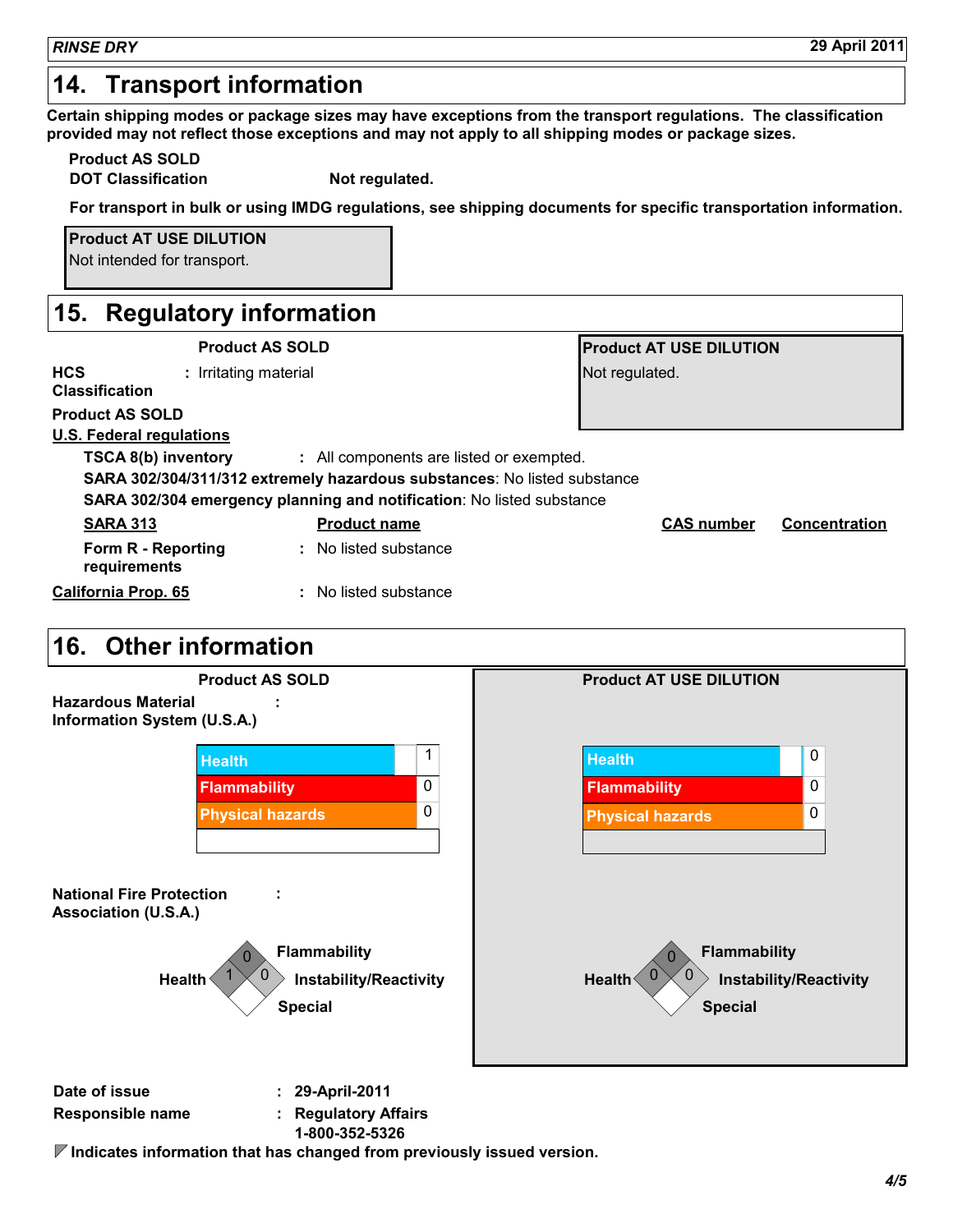## 14. Transport information

**Certain shipping modes or package sizes may have exceptions from the transport regulations. The classification provided may not reflect those exceptions and may not apply to all shipping modes or package sizes.**

**Product AS SOLD**

**DOT Classification** **Not regulated.**

**For transport in bulk or using IMDG regulations, see shipping documents for specific transportation information.**

**Product AT USE DILUTION**
Not intended for transport.

## 15. Regulatory information

**Product AS SOLD**

**HCS Classification** : Irritating material

**Product AT USE DILUTION**
Not regulated.

**Product AS SOLD**

**U.S. Federal regulations**

**TSCA 8(b) inventory** : All components are listed or exempted.

**SARA 302/304/311/312 extremely hazardous substances**: No listed substance

**SARA 302/304 emergency planning and notification**: No listed substance

| SARA 313 | Product name | CAS number | Concentration |
|---|---|---|---|
| Form R - Reporting requirements | : No listed substance | | |

**California Prop. 65** : No listed substance

## 16. Other information

**Product AS SOLD**

**Hazardous Material Information System (U.S.A.)** :

| | |
|---|---|
| Health | 1 |
| Flammability | 0 |
| Physical hazards | 0 |

**National Fire Protection Association (U.S.A.)** :

Flammability: 0
Health: 1
Instability/Reactivity: 0
Special:

**Product AT USE DILUTION**

| | |
|---|---|
| Health | 0 |
| Flammability | 0 |
| Physical hazards | 0 |

Flammability: 0
Health: 0
Instability/Reactivity: 0
Special:

**Date of issue** : **29-April-2011**

**Responsible name** : **Regulatory Affairs**
**1-800-352-5326**

**Indicates information that has changed from previously issued version.**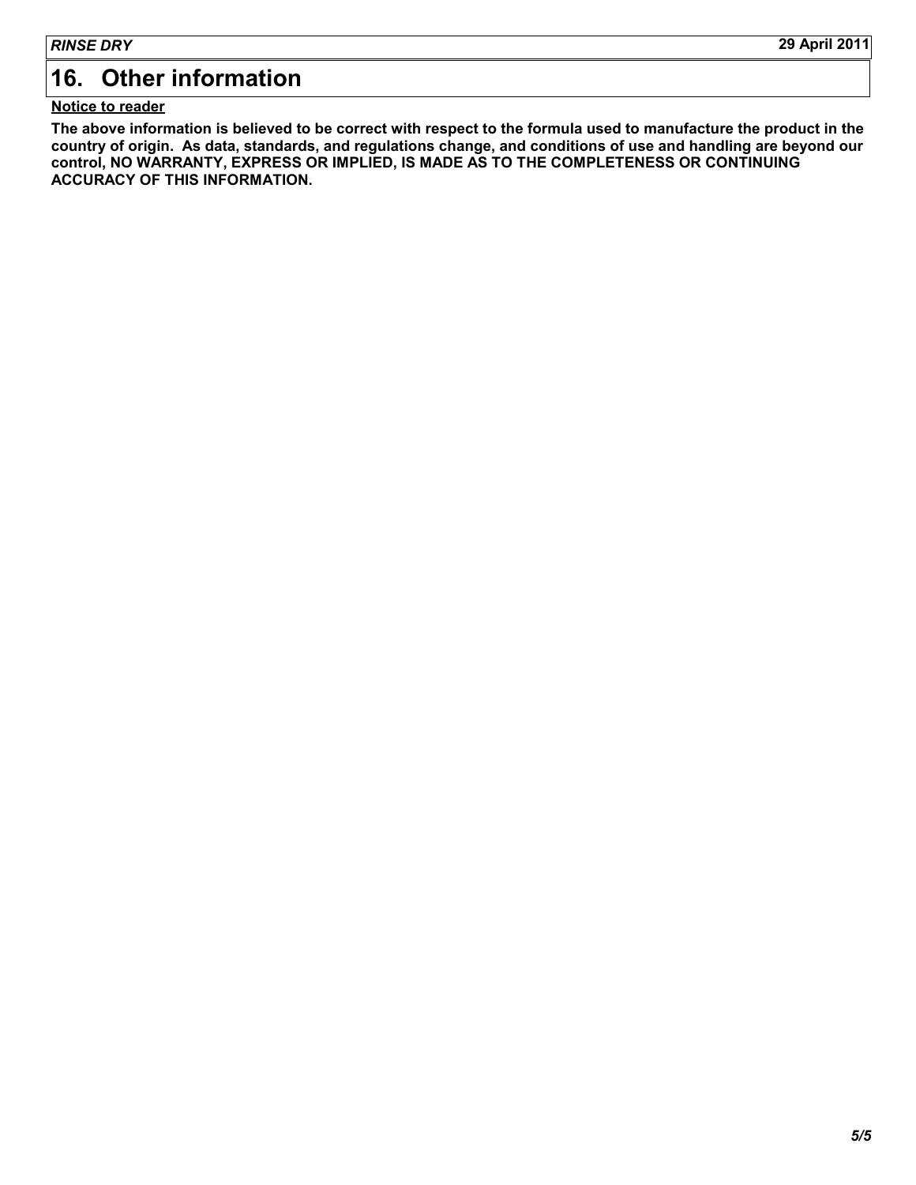## 16. Other information

**Notice to reader**

**The above information is believed to be correct with respect to the formula used to manufacture the product in the country of origin. As data, standards, and regulations change, and conditions of use and handling are beyond our control, NO WARRANTY, EXPRESS OR IMPLIED, IS MADE AS TO THE COMPLETENESS OR CONTINUING ACCURACY OF THIS INFORMATION.**